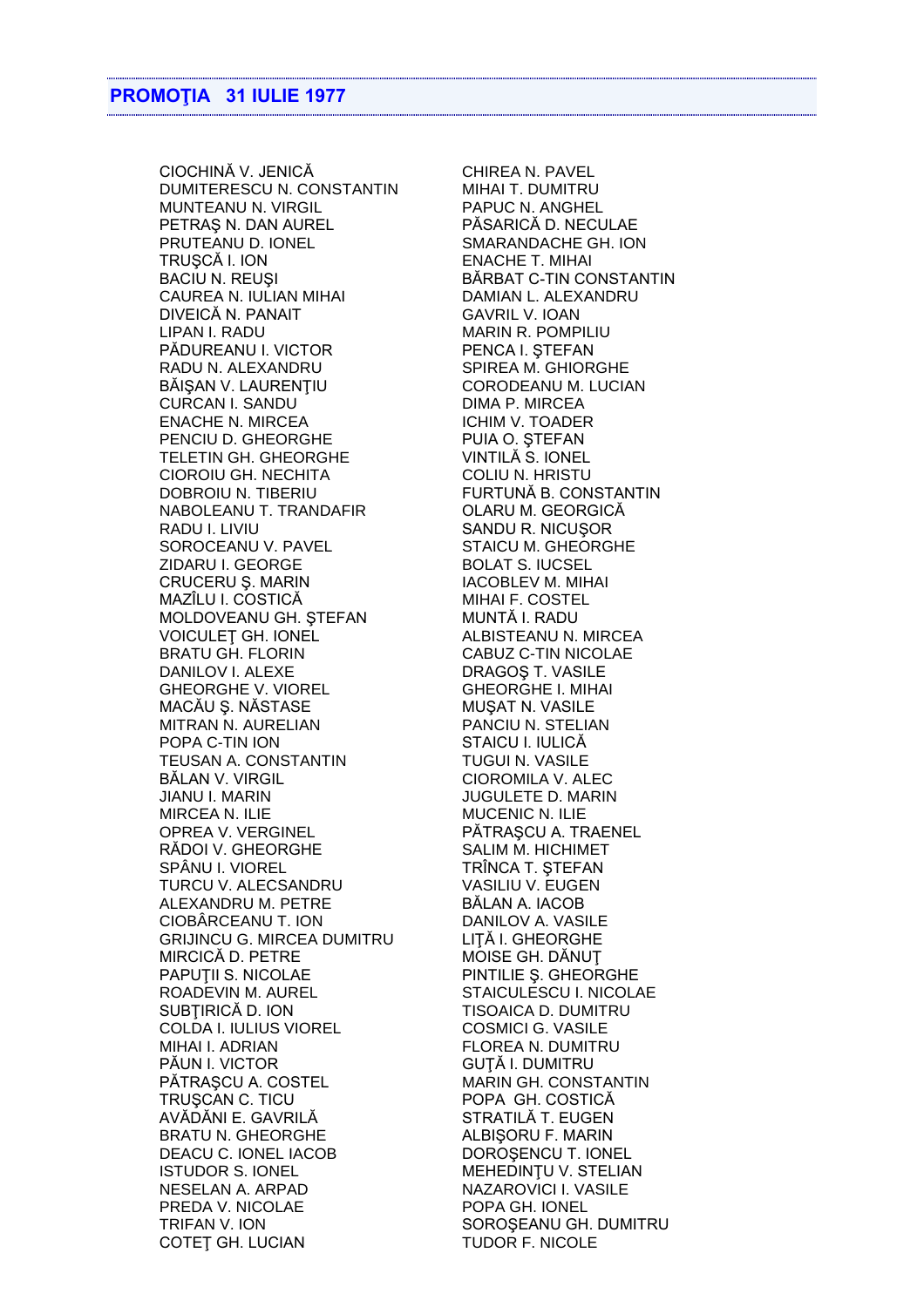## PROMOŢIA 31 IULIE 1977

CIOCHINĂ V. JENICĂ
DUMITERESCU N. CONSTANTIN
MUNTEANU N. VIRGIL
PETRAŞ N. DAN AUREL
PRUTEANU D. IONEL
TRUŞCĂ I. ION
BACIU N. REUŞI
CAUREA N. IULIAN MIHAI
DIVEICĂ N. PANAIT
LIPAN I. RADU
PĂDUREANU I. VICTOR
RADU N. ALEXANDRU
BĂIŞAN V. LAURENŢIU
CURCAN I. SANDU
ENACHE N. MIRCEA
PENCIU D. GHEORGHE
TELETIN GH. GHEORGHE
CIOROIU GH. NECHITA
DOBROIU N. TIBERIU
NABOLEANU T. TRANDAFIR
RADU I. LIVIU
SOROCEANU V. PAVEL
ZIDARU I. GEORGE
CRUCERU Ş. MARIN
MAZÎLU I. COSTICĂ
MOLDOVEANU GH. ŞTEFAN
VOICULEŢ GH. IONEL
BRATU GH. FLORIN
DANILOV I. ALEXE
GHEORGHE V. VIOREL
MACĂU Ş. NĂSTASE
MITRAN N. AURELIAN
POPA C-TIN ION
TEUSAN A. CONSTANTIN
BĂLAN V. VIRGIL
JIANU I. MARIN
MIRCEA N. ILIE
OPREA V. VERGINEL
RĂDOI V. GHEORGHE
SPÂNU I. VIOREL
TURCU V. ALECSANDRU
ALEXANDRU M. PETRE
CIOBÂRCEANU T. ION
GRIJINCU G. MIRCEA DUMITRU
MIRCICĂ D. PETRE
PAPUŢII S. NICOLAE
ROADEVIN M. AUREL
SUBŢIRICĂ D. ION
COLDA I. IULIUS VIOREL
MIHAI I. ADRIAN
PĂUN I. VICTOR
PĂTRAŞCU A. COSTEL
TRUŞCAN C. TICU
AVĂDĂNI E. GAVRILĂ
BRATU N. GHEORGHE
DEACU C. IONEL IACOB
ISTUDOR S. IONEL
NESELAN A. ARPAD
PREDA V. NICOLAE
TRIFAN V. ION
COTEŢ GH. LUCIAN
CHIREA N. PAVEL
MIHAI T. DUMITRU
PAPUC N. ANGHEL
PĂSARICĂ D. NECULAE
SMARANDACHE GH. ION
ENACHE T. MIHAI
BĂRBAT C-TIN CONSTANTIN
DAMIAN L. ALEXANDRU
GAVRIL V. IOAN
MARIN R. POMPILIU
PENCA I. ŞTEFAN
SPIREA M. GHIORGHE
CORODEANU M. LUCIAN
DIMA P. MIRCEA
ICHIM V. TOADER
PUIA O. ŞTEFAN
VINTILĂ S. IONEL
COLIU N. HRISTU
FURTUNĂ B. CONSTANTIN
OLARU M. GEORGICĂ
SANDU R. NICUŞOR
STAICU M. GHEORGHE
BOLAT S. IUCSEL
IACOBLEV M. MIHAI
MIHAI F. COSTEL
MUNTĂ I. RADU
ALBISTEANU N. MIRCEA
CABUZ C-TIN NICOLAE
DRAGOŞ T. VASILE
GHEORGHE I. MIHAI
MUŞAT N. VASILE
PANCIU N. STELIAN
STAICU I. IULICĂ
TUGUI N. VASILE
CIOROMILA V. ALEC
JUGULETE D. MARIN
MUCENIC N. ILIE
PĂTRAŞCU A. TRAENEL
SALIM M. HICHIMET
TRÎNCA T. ŞTEFAN
VASILIU V. EUGEN
BĂLAN A. IACOB
DANILOV A. VASILE
LIŢĂ I. GHEORGHE
MOISE GH. DĂNUŢ
PINTILIE Ş. GHEORGHE
STAICULESCU I. NICOLAE
TISOAICA D. DUMITRU
COSMICI G. VASILE
FLOREA N. DUMITRU
GUŢĂ I. DUMITRU
MARIN GH. CONSTANTIN
POPA GH. COSTICĂ
STRATILĂ T. EUGEN
ALBIŞORU F. MARIN
DOROŞENCU T. IONEL
MEHEDINŢU V. STELIAN
NAZAROVICI I. VASILE
POPA GH. IONEL
SOROŞEANU GH. DUMITRU
TUDOR F. NICOLE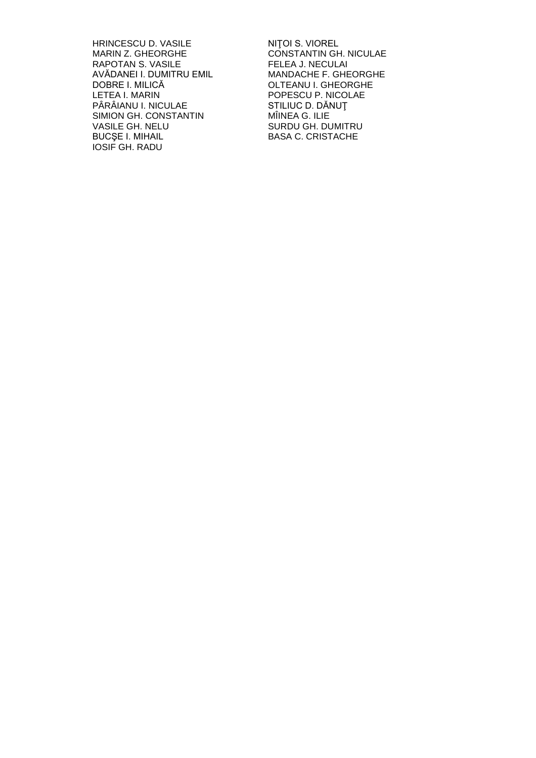HRINCESCU D. VASILE
MARIN Z. GHEORGHE
RAPOTAN S. VASILE
AVĂDANEI I. DUMITRU EMIL
DOBRE I. MILICĂ
LETEA I. MARIN
PÂRÂIANU I. NICULAE
SIMION GH. CONSTANTIN
VASILE GH. NELU
BUCŞE I. MIHAIL
IOSIF GH. RADU

NIŢOI S. VIOREL
CONSTANTIN GH. NICULAE
FELEA J. NECULAI
MANDACHE F. GHEORGHE
OLTEANU I. GHEORGHE
POPESCU P. NICOLAE
STILIUC D. DĂNUŢ
MÎINEA G. ILIE
SURDU GH. DUMITRU
BASA C. CRISTACHE